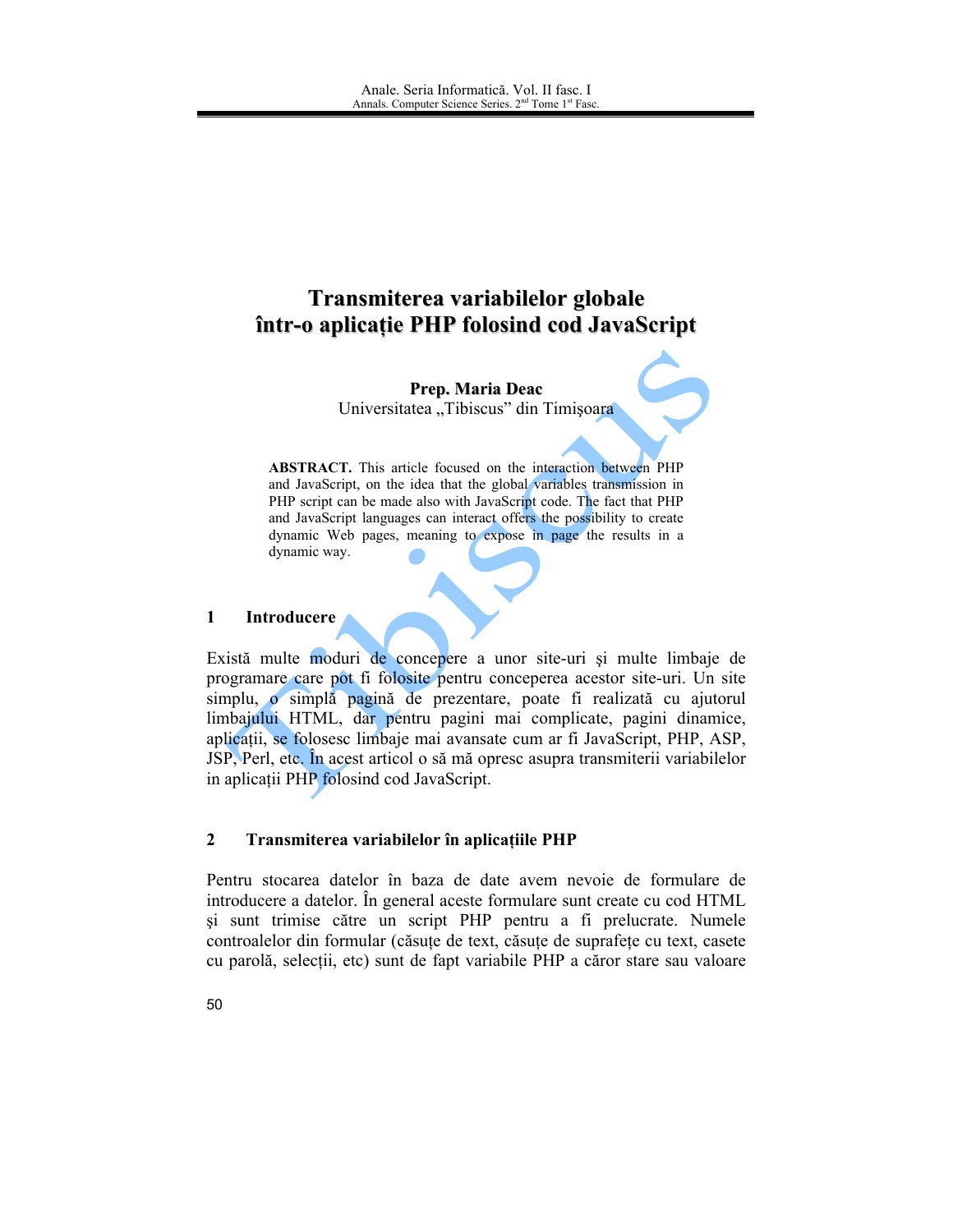# Transmiterea variabilelor globale într-o aplicație PHP folosind cod JavaScript

**Prep. Maria Deac**
Universitatea „Tibiscus" din Timişoara

**ABSTRACT.** This article focused on the interaction between PHP and JavaScript, on the idea that the global variables transmission in PHP script can be made also with JavaScript code. The fact that PHP and JavaScript languages can interact offers the possibility to create dynamic Web pages, meaning to expose in page the results in a dynamic way.

## 1 Introducere

Există multe moduri de concepere a unor site-uri şi multe limbaje de programare care pot fi folosite pentru conceperea acestor site-uri. Un site simplu, o simplă pagină de prezentare, poate fi realizată cu ajutorul limbajului HTML, dar pentru pagini mai complicate, pagini dinamice, aplicații, se folosesc limbaje mai avansate cum ar fi JavaScript, PHP, ASP, JSP, Perl, etc. În acest articol o să mă opresc asupra transmiterii variabilelor in aplicații PHP folosind cod JavaScript.

## 2 Transmiterea variabilelor în aplicațiile PHP

Pentru stocarea datelor în baza de date avem nevoie de formulare de introducere a datelor. În general aceste formulare sunt create cu cod HTML şi sunt trimise către un script PHP pentru a fi prelucrate. Numele controalelor din formular (căsuțe de text, căsuțe de suprafețe cu text, casete cu parolă, selecții, etc) sunt de fapt variabile PHP a căror stare sau valoare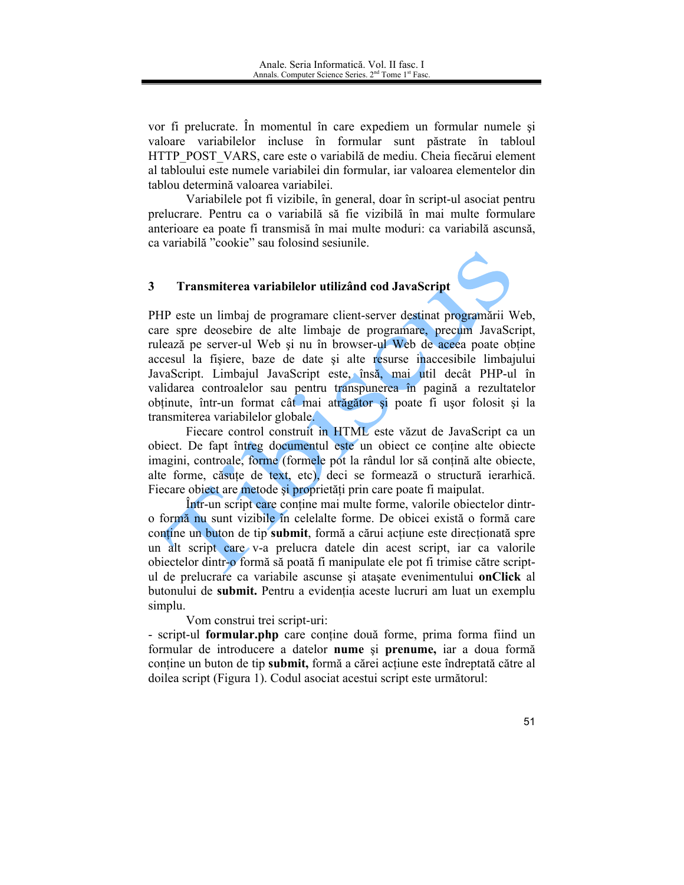vor fi prelucrate. În momentul în care expediem un formular numele şi valoare variabilelor incluse în formular sunt păstrate în tabloul HTTP_POST_VARS, care este o variabilă de mediu. Cheia fiecărui element al tabloului este numele variabilei din formular, iar valoarea elementelor din tablou determină valoarea variabilei.

Variabilele pot fi vizibile, în general, doar în script-ul asociat pentru prelucrare. Pentru ca o variabilă să fie vizibilă în mai multe formulare anterioare ea poate fi transmisă în mai multe moduri: ca variabilă ascunsă, ca variabilă "cookie" sau folosind sesiunile.

## 3 Transmiterea variabilelor utilizând cod JavaScript

PHP este un limbaj de programare client-server destinat programării Web, care spre deosebire de alte limbaje de programare, precum JavaScript, rulează pe server-ul Web şi nu în browser-ul Web de aceea poate obţine accesul la fişiere, baze de date şi alte resurse inaccesibile limbajului JavaScript. Limbajul JavaScript este, însă, mai util decât PHP-ul în validarea controalelor sau pentru transpunerea în pagină a rezultatelor obţinute, într-un format cât mai atrăgător şi poate fi uşor folosit şi la transmiterea variabilelor globale.

Fiecare control construit in HTML este văzut de JavaScript ca un obiect. De fapt întreg documentul este un obiect ce conţine alte obiecte imagini, controale, forme (formele pot la rândul lor să conţină alte obiecte, alte forme, căsuţe de text, etc), deci se formează o structură ierarhică. Fiecare obiect are metode şi proprietăţi prin care poate fi maipulat.

Într-un script care conţine mai multe forme, valorile obiectelor dintr-o formă nu sunt vizibile în celelalte forme. De obicei există o formă care conţine un buton de tip **submit**, formă a cărui acţiune este direcţionată spre un alt script care v-a prelucra datele din acest script, iar ca valorile obiectelor dintr-o formă să poată fi manipulate ele pot fi trimise către script-ul de prelucrare ca variabile ascunse şi ataşate evenimentului **onClick** al butonului de **submit.** Pentru a evidenţia aceste lucruri am luat un exemplu simplu.

Vom construi trei script-uri:

- script-ul **formular.php** care conţine două forme, prima forma fiind un formular de introducere a datelor **nume** şi **prenume,** iar a doua formă conţine un buton de tip **submit,** formă a cărei acţiune este îndreptată către al doilea script (Figura 1). Codul asociat acestui script este următorul: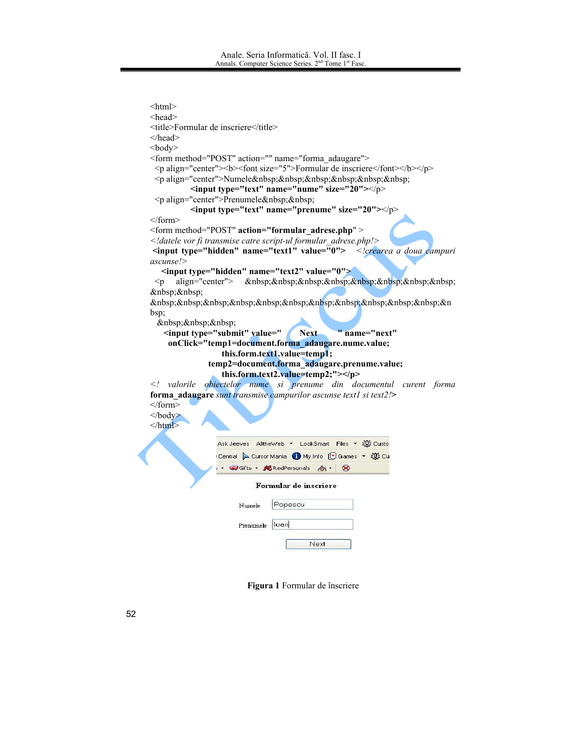```
<html>
<head>
<title>Formular de inscriere</title>
</head>
<body>
<form method="POST" action="" name="forma_adaugare">
  <p align="center"><b><font size="5">Formular de inscriere</font></b></p>
  <p align="center">Numele&nbsp;&nbsp;&nbsp;&nbsp;&nbsp;&nbsp;
          <input type="text" name="nume" size="20"></p>
  <p align="center">Prenumele&nbsp;&nbsp;
          <input type="text" name="prenume" size="20"></p>
</form>
<form method="POST" action="formular_adrese.php" >
<!datele vor fi transmise catre script-ul formular_adrese.php!>
 <input type="hidden" name="text1" value="0">   <!crearea a doua campuri
ascunse!>
    <input type="hidden" name="text2" value="0">
  <p    align="center">    &nbsp;&nbsp;&nbsp;&nbsp;&nbsp;&nbsp;&nbsp;&nbsp;
&nbsp;&nbsp;
&nbsp;&nbsp;&nbsp;&nbsp;&nbsp;&nbsp;&nbsp;&nbsp;&nbsp;&nbsp;&nbsp;&n
bsp;
   &nbsp;&nbsp;&nbsp;
     <input type="submit" value="      Next       " name="next"
      onClick="temp1=document.forma_adaugare.nume.value;
                     this.form.text1.value=temp1;
                temp2=document.forma_adaugare.prenume.value;
                     this.form.text2.value=temp2;"></p>
<!  valorile  obiectelor  nume  si  prenume  din  documentul  curent  forma
forma_adaugare sunt transmise campurilor ascunse text1 si text2!>
</form>
</body>
</html>
```

Ask Jeeves | AlltheWeb | LookSmart | Files | Custo
Central | Cursor Mania | My Info | Games | Cu
Gifts | RedPersonals

**Formular de inscriere**

Numele: Popescu

Prenumele: Ioan

Next

**Figura 1** Formular de înscriere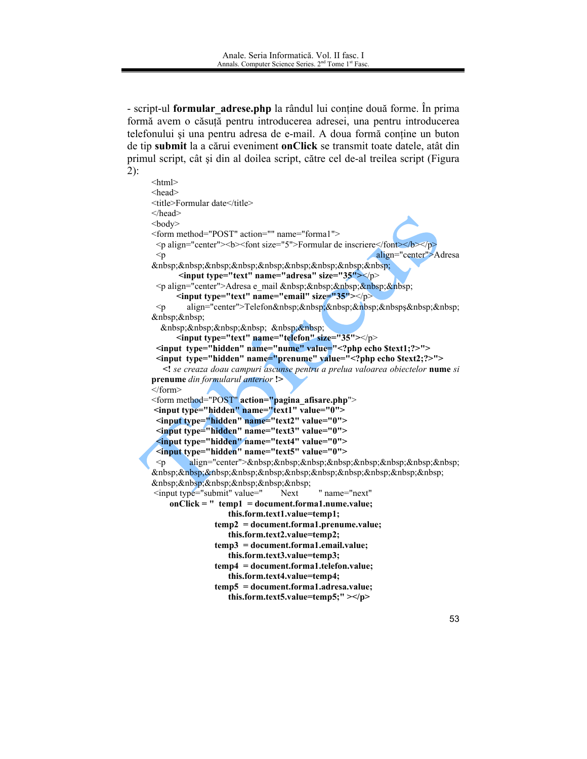- script-ul **formular_adrese.php** la rândul lui conține două forme. În prima formă avem o căsuță pentru introducerea adresei, una pentru introducerea telefonului şi una pentru adresa de e-mail. A doua formă conține un buton de tip **submit** la a cărui eveniment **onClick** se transmit toate datele, atât din primul script, cât şi din al doilea script, către cel de-al treilea script (Figura 2):

```
<html>
<head>
<title>Formular date</title>
</head>
<body>
<form method="POST" action="" name="forma1">
 <p align="center"><b><font size="5">Formular de inscriere</font></b></p>
 <p align="center">Adresa
&nbsp;&nbsp;&nbsp;&nbsp;&nbsp;&nbsp;&nbsp;&nbsp;&nbsp;&nbsp;
        <input type="text" name="adresa" size="35"></p>
 <p align="center">Adresa e_mail &nbsp;&nbsp;&nbsp;&nbsp;&nbsp;
       <input type="text" name="email" size="35"></p>
 <p align="center">Telefon&nbsp;&nbsp;&nbsp;&nbsp;&nbspş&nbsp;&nbsp;
&nbsp;&nbsp;
   &nbsp;&nbsp;&nbsp;&nbsp;  &nbsp;&nbsp;
       <input type="text" name="telefon" size="35"></p>
 <input  type="hidden" name="nume" value="<?php echo $text1;?>">
 <input  type="hidden" name="prenume" value="<?php echo $text2;?>">
   <! se creaza doau campuri ascunse pentru a prelua valoarea obiectelor nume si
prenume din formularul anterior !>
</form>
<form method="POST" action="pagina_afisare.php">
 <input type="hidden" name="text1" value="0">
 <input type="hidden" name="text2" value="0">
 <input type="hidden" name="text3" value="0">
 <input type="hidden" name="text4" value="0">
 <input type="hidden" name="text5" value="0">
 <p     align="center">&nbsp;&nbsp;&nbsp;&nbsp;&nbsp;&nbsp;&nbsp;&nbsp;
&nbsp;&nbsp;&nbsp;&nbsp;&nbsp;&nbsp;&nbsp;&nbsp;&nbsp;&nbsp;&nbsp;&nbsp;
&nbsp;&nbsp;&nbsp;&nbsp;&nbsp;&nbsp;&nbsp;
 <input type="submit" value="       Next        " name="next"
     onClick = "  temp1  = document.forma1.nume.value;
                       this.form.text1.value=temp1;
                    temp2  = document.forma1.prenume.value;
                       this.form.text2.value=temp2;
                    temp3  = document.forma1.email.value;
                       this.form.text3.value=temp3;
                    temp4  = document.forma1.telefon.value;
                       this.form.text4.value=temp4;
                    temp5  = document.forma1.adresa.value;
                       this.form.text5.value=temp5;" ></p>
```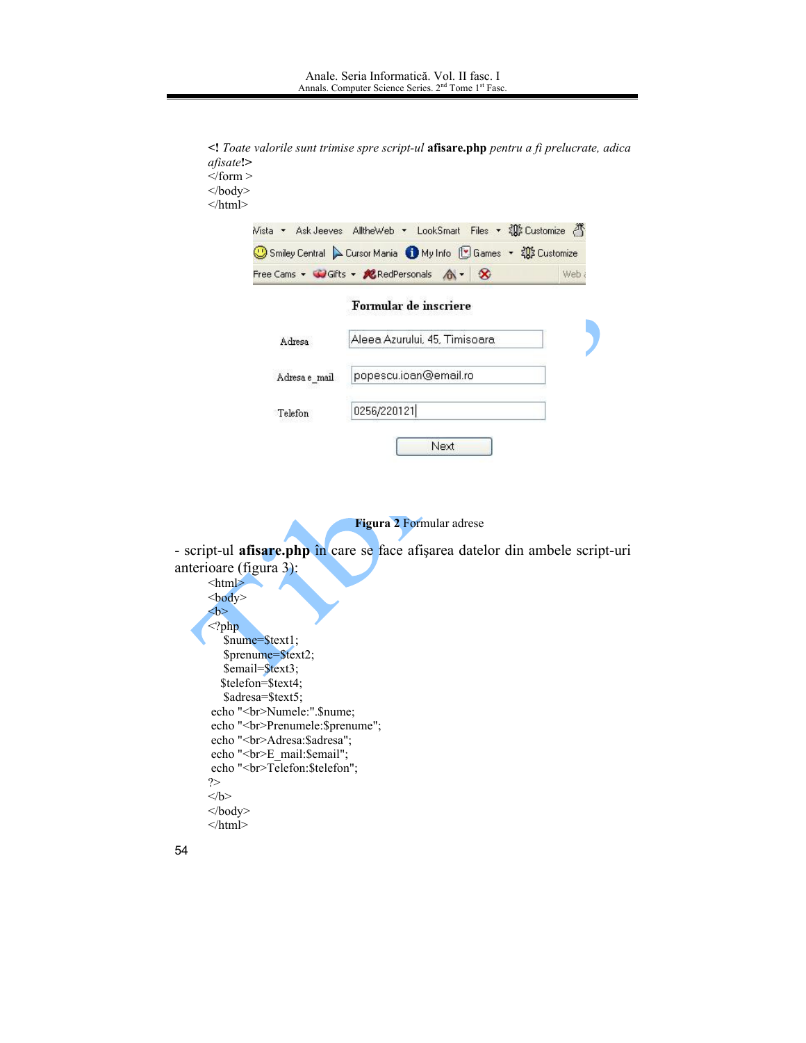<! *Toate valorile sunt trimise spre script-ul* **afisare.php** *pentru a fi prelucrate, adica afisate*!>
</form >
</body>
</html>

**Figura 2** Formular adrese

- script-ul **afisare.php** în care se face afişarea datelor din ambele script-uri anterioare (figura 3):

```
<html>
<body>
<b>
<?php
   $nume=$text1;
   $prenume=$text2;
   $email=$text3;
  $telefon=$text4;
   $adresa=$text5;
 echo "<br>Numele:".$nume;
 echo "<br>Prenumele:$prenume";
 echo "<br>Adresa:$adresa";
 echo "<br>E_mail:$email";
 echo "<br>Telefon:$telefon";
?>
</b>
</body>
</html>
```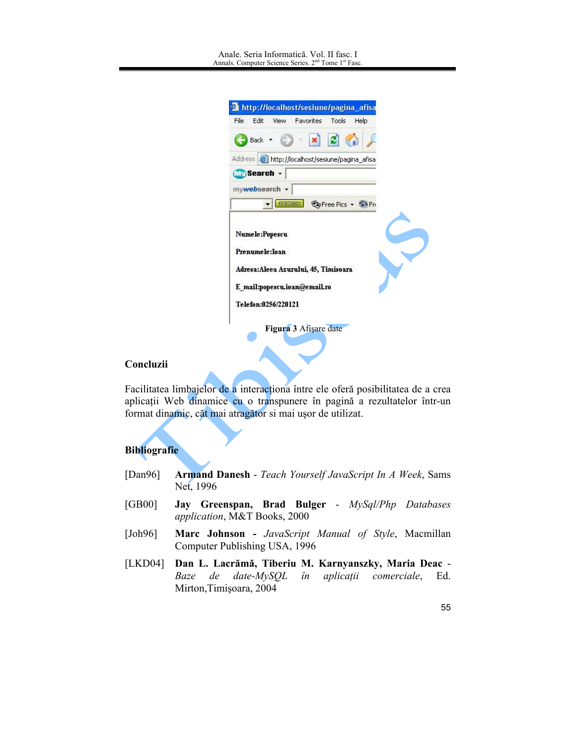Numele:Popescu

Prenumele:Ioan

Adresa:Aleea Azurului, 45, Timisoara

E_mail:popescu.ioan@email.ro

Telefon:0256/220121

**Figura 3** Afişare date

## Concluzii

Facilitatea limbajelor de a interacţiona între ele oferă posibilitatea de a crea aplicaţii Web dinamice cu o transpunere în pagină a rezultatelor într-un format dinamic, cât mai atrăgător si mai uşor de utilizat.

## Bibliografie

[Dan96] **Armand Danesh** - *Teach Yourself JavaScript In A Week*, Sams Net, 1996

[GB00] **Jay Greenspan, Brad Bulger** - *MySql/Php Databases application*, M&T Books, 2000

[Joh96] **Marc Johnson** - *JavaScript Manual of Style*, Macmillan Computer Publishing USA, 1996

[LKD04] **Dan L. Lacrămă, Tiberiu M. Karnyanszky, Maria Deac** - *Baze de date-MySQL în aplicaţii comerciale*, Ed. Mirton,Timişoara, 2004